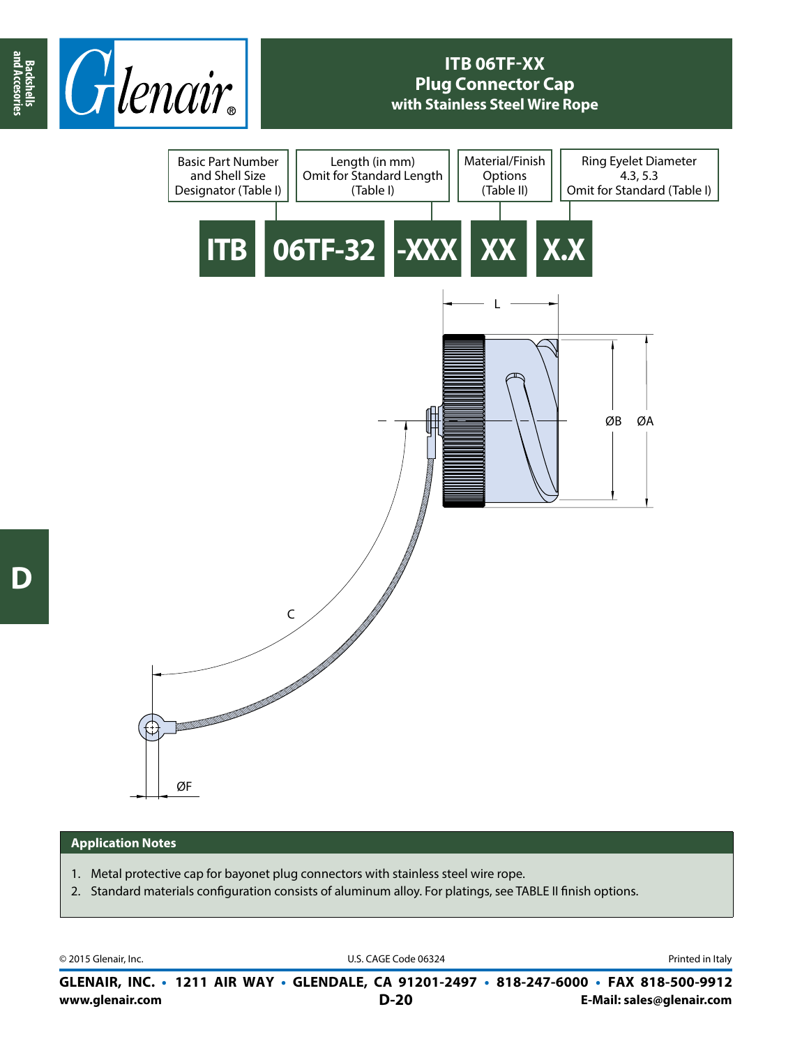# ITB 06TF-XX Plug Connector Cap with Stainless Steel Wire Rope

| Basic Part Number and Shell Size Designator (Table I) | Length (in mm) Omit for Standard Length (Table I) | Material/Finish Options (Table II) | Ring Eyelet Diameter 4.3, 5.3 Omit for Standard (Table I) |
|---|---|---|---|

**ITB 06TF-32 -XXX XX X.X**

L

ØB ØA

C

ØF

## Application Notes

1. Metal protective cap for bayonet plug connectors with stainless steel wire rope.
2. Standard materials configuration consists of aluminum alloy. For platings, see TABLE II finish options.

© 2015 Glenair, Inc. U.S. CAGE Code 06324 Printed in Italy

**GLENAIR, INC. • 1211 AIR WAY • GLENDALE, CA 91201-2497 • 818-247-6000 • FAX 818-500-9912**

**www.glenair.com** **E-Mail: sales@glenair.com**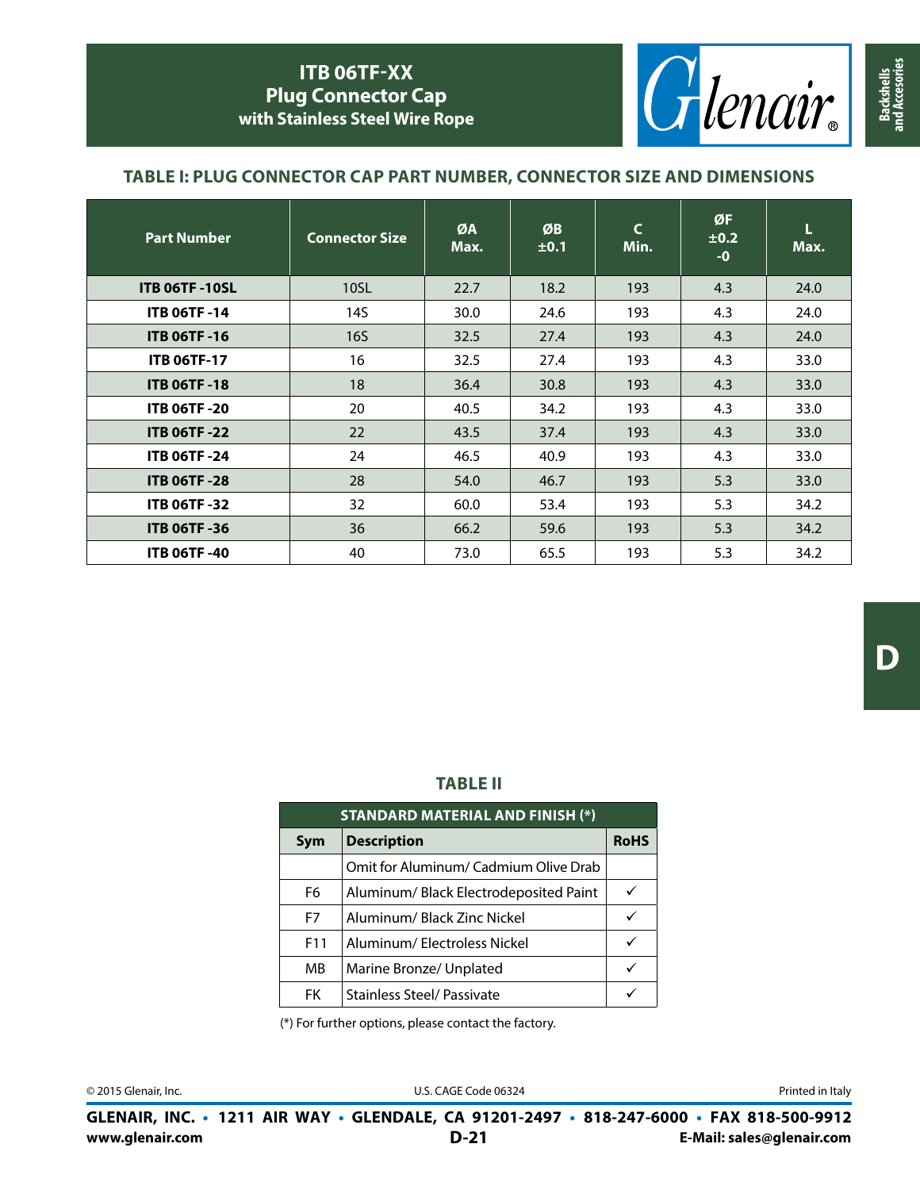# ITB 06TF-XX Plug Connector Cap with Stainless Steel Wire Rope

## TABLE I: PLUG CONNECTOR CAP PART NUMBER, CONNECTOR SIZE AND DIMENSIONS

| Part Number | Connector Size | ØA Max. | ØB ±0.1 | C Min. | ØF ±0.2 -0 | L Max. |
|---|---|---|---|---|---|---|
| **ITB 06TF -10SL** | 10SL | 22.7 | 18.2 | 193 | 4.3 | 24.0 |
| **ITB 06TF -14** | 14S | 30.0 | 24.6 | 193 | 4.3 | 24.0 |
| **ITB 06TF -16** | 16S | 32.5 | 27.4 | 193 | 4.3 | 24.0 |
| **ITB 06TF-17** | 16 | 32.5 | 27.4 | 193 | 4.3 | 33.0 |
| **ITB 06TF -18** | 18 | 36.4 | 30.8 | 193 | 4.3 | 33.0 |
| **ITB 06TF -20** | 20 | 40.5 | 34.2 | 193 | 4.3 | 33.0 |
| **ITB 06TF -22** | 22 | 43.5 | 37.4 | 193 | 4.3 | 33.0 |
| **ITB 06TF -24** | 24 | 46.5 | 40.9 | 193 | 4.3 | 33.0 |
| **ITB 06TF -28** | 28 | 54.0 | 46.7 | 193 | 5.3 | 33.0 |
| **ITB 06TF -32** | 32 | 60.0 | 53.4 | 193 | 5.3 | 34.2 |
| **ITB 06TF -36** | 36 | 66.2 | 59.6 | 193 | 5.3 | 34.2 |
| **ITB 06TF -40** | 40 | 73.0 | 65.5 | 193 | 5.3 | 34.2 |

## TABLE II

| STANDARD MATERIAL AND FINISH (*) | | |
|---|---|---|
| **Sym** | **Description** | **RoHS** |
| | Omit for Aluminum/ Cadmium Olive Drab | |
| F6 | Aluminum/ Black Electrodeposited Paint | ✓ |
| F7 | Aluminum/ Black Zinc Nickel | ✓ |
| F11 | Aluminum/ Electroless Nickel | ✓ |
| MB | Marine Bronze/ Unplated | ✓ |
| FK | Stainless Steel/ Passivate | ✓ |

(*) For further options, please contact the factory.